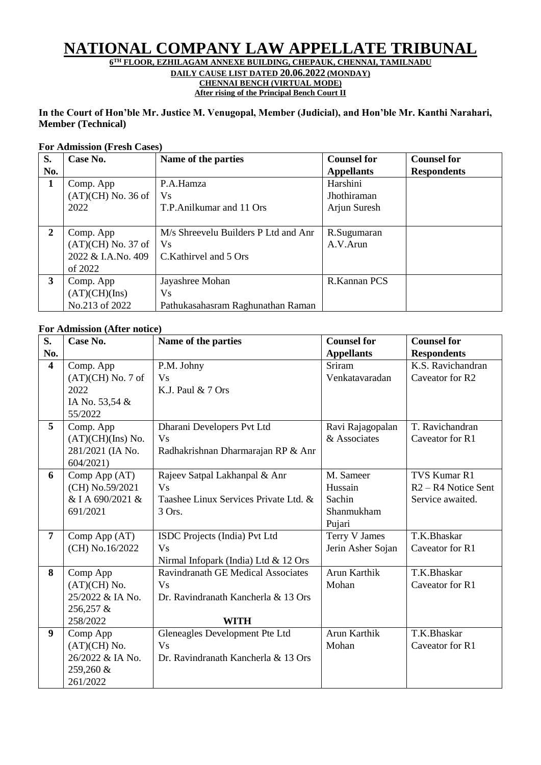# NATIONAL COMPANY LAW APPELLATE TRIBUNAL

**6TH FLOOR, EZHILAGAM ANNEXE BUILDING, CHEPAUK, CHENNAI, TAMILNADU**

**DAILY CAUSE LIST DATED 20.06.2022 (MONDAY)**

**CHENNAI BENCH (VIRTUAL MODE)**

**After rising of the Principal Bench Court II**

**In the Court of Hon'ble Mr. Justice M. Venugopal, Member (Judicial), and Hon'ble Mr. Kanthi Narahari, Member (Technical)**

**For Admission (Fresh Cases)**

| S. No. | Case No. | Name of the parties | Counsel for Appellants | Counsel for Respondents |
|---|---|---|---|---|
| 1 | Comp. App (AT)(CH) No. 36 of 2022 | P.A.Hamza Vs T.P.Anilkumar and 11 Ors | Harshini Jhothiraman Arjun Suresh | |
| 2 | Comp. App (AT)(CH) No. 37 of 2022 & I.A.No. 409 of 2022 | M/s Shreevelu Builders P Ltd and Anr Vs C.Kathirvel and 5 Ors | R.Sugumaran A.V.Arun | |
| 3 | Comp. App (AT)(CH)(Ins) No.213 of 2022 | Jayashree Mohan Vs Pathukasahasram Raghunathan Raman | R.Kannan PCS | |

**For Admission (After notice)**

| S. No. | Case No. | Name of the parties | Counsel for Appellants | Counsel for Respondents |
|---|---|---|---|---|
| 4 | Comp. App (AT)(CH) No. 7 of 2022 IA No. 53,54 & 55/2022 | P.M. Johny Vs K.J. Paul & 7 Ors | Sriram Venkatavaradan | K.S. Ravichandran Caveator for R2 |
| 5 | Comp. App (AT)(CH)(Ins) No. 281/2021 (IA No. 604/2021) | Dharani Developers Pvt Ltd Vs Radhakrishnan Dharmarajan RP & Anr | Ravi Rajagopalan & Associates | T. Ravichandran Caveator for R1 |
| 6 | Comp App (AT) (CH) No.59/2021 & I A 690/2021 & 691/2021 | Rajeev Satpal Lakhanpal & Anr Vs Taashee Linux Services Private Ltd. & 3 Ors. | M. Sameer Hussain Sachin Shanmukham Pujari | TVS Kumar R1 R2 – R4 Notice Sent Service awaited. |
| 7 | Comp App (AT) (CH) No.16/2022 | ISDC Projects (India) Pvt Ltd Vs Nirmal Infopark (India) Ltd & 12 Ors | Terry V James Jerin Asher Sojan | T.K.Bhaskar Caveator for R1 |
| 8 | Comp App (AT)(CH) No. 25/2022 & IA No. 256,257 & 258/2022 | Ravindranath GE Medical Associates Vs Dr. Ravindranath Kancherla & 13 Ors **WITH** | Arun Karthik Mohan | T.K.Bhaskar Caveator for R1 |
| 9 | Comp App (AT)(CH) No. 26/2022 & IA No. 259,260 & 261/2022 | Gleneagles Development Pte Ltd Vs Dr. Ravindranath Kancherla & 13 Ors | Arun Karthik Mohan | T.K.Bhaskar Caveator for R1 |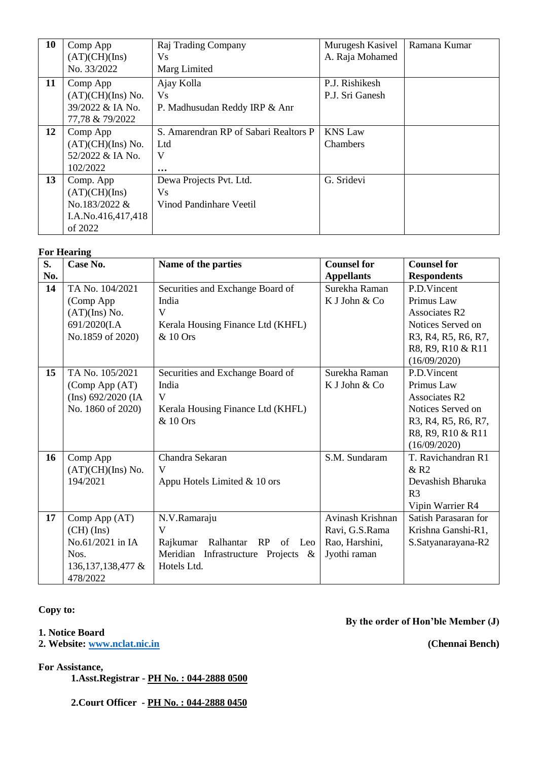| | | | | |
|---|---|---|---|---|
| **10** | Comp App (AT)(CH)(Ins) No. 33/2022 | Raj Trading Company Vs Marg Limited | Murugesh Kasivel A. Raja Mohamed | Ramana Kumar |
| **11** | Comp App (AT)(CH)(Ins) No. 39/2022 & IA No. 77,78 & 79/2022 | Ajay Kolla Vs P. Madhusudan Reddy IRP & Anr | P.J. Rishikesh P.J. Sri Ganesh | |
| **12** | Comp App (AT)(CH)(Ins) No. 52/2022 & IA No. 102/2022 | S. Amarendran RP of Sabari Realtors P Ltd V … | KNS Law Chambers | |
| **13** | Comp. App (AT)(CH)(Ins) No.183/2022 & I.A.No.416,417,418 of 2022 | Dewa Projects Pvt. Ltd. Vs Vinod Pandinhare Veetil | G. Sridevi | |

**For Hearing**

| S. No. | Case No. | Name of the parties | Counsel for Appellants | Counsel for Respondents |
|---|---|---|---|---|
| **14** | TA No. 104/2021 (Comp App (AT)(Ins) No. 691/2020(I.A No.1859 of 2020) | Securities and Exchange Board of India V Kerala Housing Finance Ltd (KHFL) & 10 Ors | Surekha Raman K J John & Co | P.D.Vincent Primus Law Associates R2 Notices Served on R3, R4, R5, R6, R7, R8, R9, R10 & R11 (16/09/2020) |
| **15** | TA No. 105/2021 (Comp App (AT) (Ins) 692/2020 (IA No. 1860 of 2020) | Securities and Exchange Board of India V Kerala Housing Finance Ltd (KHFL) & 10 Ors | Surekha Raman K J John & Co | P.D.Vincent Primus Law Associates R2 Notices Served on R3, R4, R5, R6, R7, R8, R9, R10 & R11 (16/09/2020) |
| **16** | Comp App (AT)(CH)(Ins) No. 194/2021 | Chandra Sekaran V Appu Hotels Limited & 10 ors | S.M. Sundaram | T. Ravichandran R1 & R2 Devashish Bharuka R3 Vipin Warrier R4 |
| **17** | Comp App (AT) (CH) (Ins) No.61/2021 in IA Nos. 136,137,138,477 & 478/2022 | N.V.Ramaraju V Rajkumar Ralhantar RP of Leo Meridian Infrastructure Projects & Hotels Ltd. | Avinash Krishnan Ravi, G.S.Rama Rao, Harshini, Jyothi raman | Satish Parasaran for Krishna Ganshi-R1, S.Satyanarayana-R2 |

**Copy to:**

**By the order of Hon'ble Member (J)**

**1. Notice Board**

**2. Website: [www.nclat.nic.in](http://www.nclat.nic.in)**

**(Chennai Bench)**

**For Assistance,**

**1.Asst.Registrar - PH No. : 044-2888 0500**

**2.Court Officer - PH No. : 044-2888 0450**